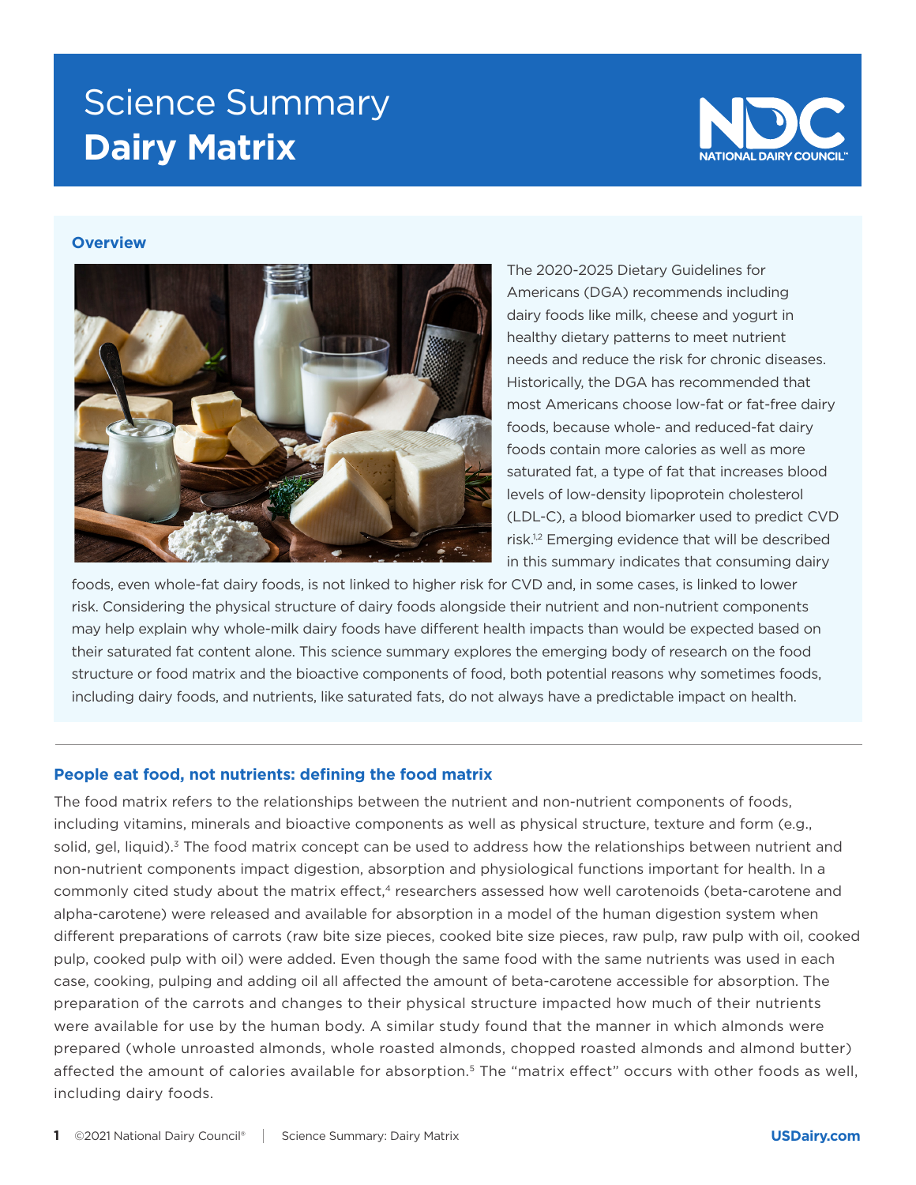# Science Summary
# **Dairy Matrix**

NDC NATIONAL DAIRY COUNCIL™

## Overview

The 2020-2025 Dietary Guidelines for Americans (DGA) recommends including dairy foods like milk, cheese and yogurt in healthy dietary patterns to meet nutrient needs and reduce the risk for chronic diseases. Historically, the DGA has recommended that most Americans choose low-fat or fat-free dairy foods, because whole- and reduced-fat dairy foods contain more calories as well as more saturated fat, a type of fat that increases blood levels of low-density lipoprotein cholesterol (LDL-C), a blood biomarker used to predict CVD risk.[1,2] Emerging evidence that will be described in this summary indicates that consuming dairy foods, even whole-fat dairy foods, is not linked to higher risk for CVD and, in some cases, is linked to lower risk. Considering the physical structure of dairy foods alongside their nutrient and non-nutrient components may help explain why whole-milk dairy foods have different health impacts than would be expected based on their saturated fat content alone. This science summary explores the emerging body of research on the food structure or food matrix and the bioactive components of food, both potential reasons why sometimes foods, including dairy foods, and nutrients, like saturated fats, do not always have a predictable impact on health.

## People eat food, not nutrients: defining the food matrix

The food matrix refers to the relationships between the nutrient and non-nutrient components of foods, including vitamins, minerals and bioactive components as well as physical structure, texture and form (e.g., solid, gel, liquid).[3] The food matrix concept can be used to address how the relationships between nutrient and non-nutrient components impact digestion, absorption and physiological functions important for health. In a commonly cited study about the matrix effect,[4] researchers assessed how well carotenoids (beta-carotene and alpha-carotene) were released and available for absorption in a model of the human digestion system when different preparations of carrots (raw bite size pieces, cooked bite size pieces, raw pulp, raw pulp with oil, cooked pulp, cooked pulp with oil) were added. Even though the same food with the same nutrients was used in each case, cooking, pulping and adding oil all affected the amount of beta-carotene accessible for absorption. The preparation of the carrots and changes to their physical structure impacted how much of their nutrients were available for use by the human body. A similar study found that the manner in which almonds were prepared (whole unroasted almonds, whole roasted almonds, chopped roasted almonds and almond butter) affected the amount of calories available for absorption.[5] The "matrix effect" occurs with other foods as well, including dairy foods.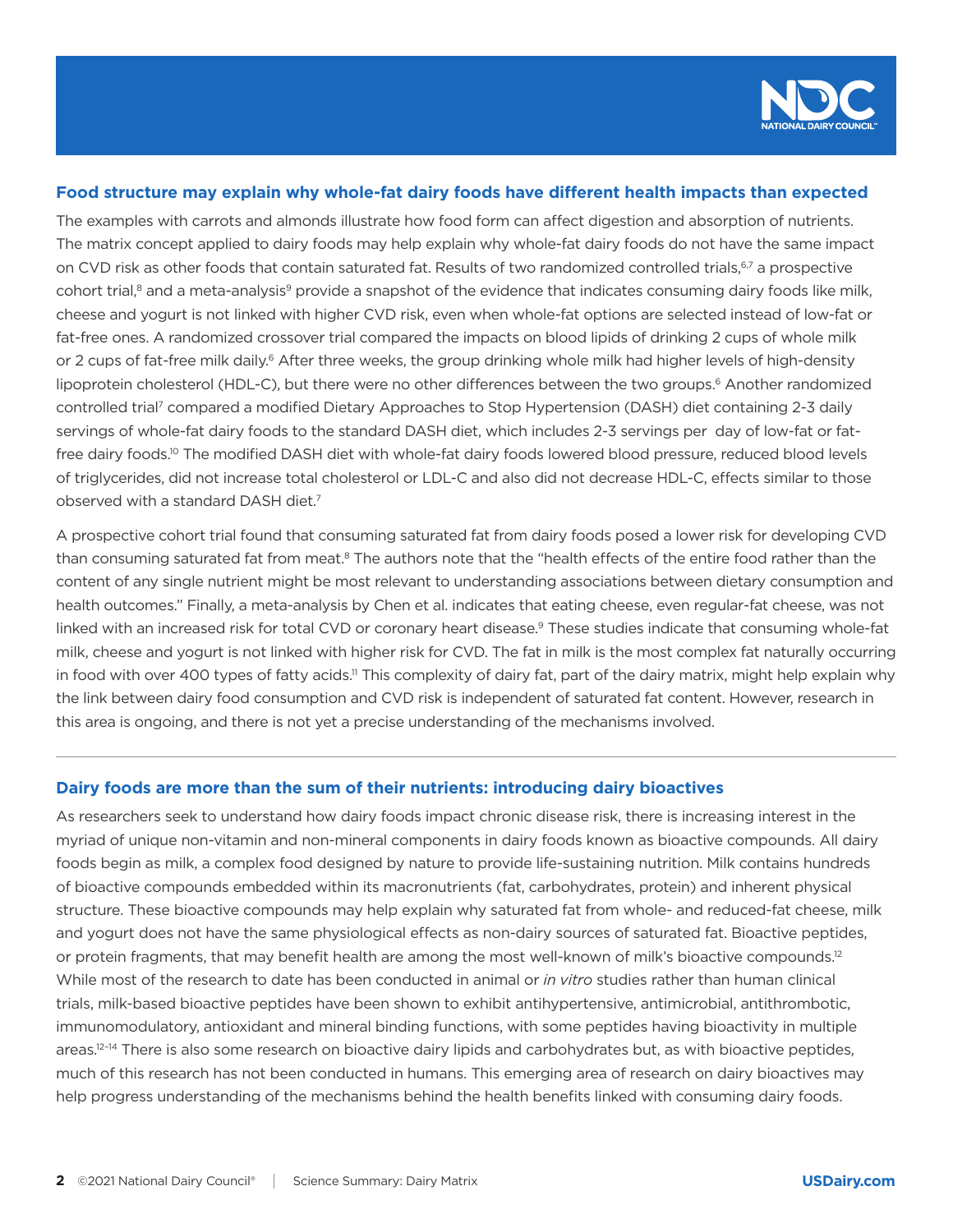## Food structure may explain why whole-fat dairy foods have different health impacts than expected

The examples with carrots and almonds illustrate how food form can affect digestion and absorption of nutrients. The matrix concept applied to dairy foods may help explain why whole-fat dairy foods do not have the same impact on CVD risk as other foods that contain saturated fat. Results of two randomized controlled trials,[6,7] a prospective cohort trial,[8] and a meta-analysis[9] provide a snapshot of the evidence that indicates consuming dairy foods like milk, cheese and yogurt is not linked with higher CVD risk, even when whole-fat options are selected instead of low-fat or fat-free ones. A randomized crossover trial compared the impacts on blood lipids of drinking 2 cups of whole milk or 2 cups of fat-free milk daily.[6] After three weeks, the group drinking whole milk had higher levels of high-density lipoprotein cholesterol (HDL-C), but there were no other differences between the two groups.[6] Another randomized controlled trial[7] compared a modified Dietary Approaches to Stop Hypertension (DASH) diet containing 2-3 daily servings of whole-fat dairy foods to the standard DASH diet, which includes 2-3 servings per day of low-fat or fat-free dairy foods.[10] The modified DASH diet with whole-fat dairy foods lowered blood pressure, reduced blood levels of triglycerides, did not increase total cholesterol or LDL-C and also did not decrease HDL-C, effects similar to those observed with a standard DASH diet.[7]

A prospective cohort trial found that consuming saturated fat from dairy foods posed a lower risk for developing CVD than consuming saturated fat from meat.[8] The authors note that the "health effects of the entire food rather than the content of any single nutrient might be most relevant to understanding associations between dietary consumption and health outcomes." Finally, a meta-analysis by Chen et al. indicates that eating cheese, even regular-fat cheese, was not linked with an increased risk for total CVD or coronary heart disease.[9] These studies indicate that consuming whole-fat milk, cheese and yogurt is not linked with higher risk for CVD. The fat in milk is the most complex fat naturally occurring in food with over 400 types of fatty acids.[11] This complexity of dairy fat, part of the dairy matrix, might help explain why the link between dairy food consumption and CVD risk is independent of saturated fat content. However, research in this area is ongoing, and there is not yet a precise understanding of the mechanisms involved.

## Dairy foods are more than the sum of their nutrients: introducing dairy bioactives

As researchers seek to understand how dairy foods impact chronic disease risk, there is increasing interest in the myriad of unique non-vitamin and non-mineral components in dairy foods known as bioactive compounds. All dairy foods begin as milk, a complex food designed by nature to provide life-sustaining nutrition. Milk contains hundreds of bioactive compounds embedded within its macronutrients (fat, carbohydrates, protein) and inherent physical structure. These bioactive compounds may help explain why saturated fat from whole- and reduced-fat cheese, milk and yogurt does not have the same physiological effects as non-dairy sources of saturated fat. Bioactive peptides, or protein fragments, that may benefit health are among the most well-known of milk's bioactive compounds.[12] While most of the research to date has been conducted in animal or *in vitro* studies rather than human clinical trials, milk-based bioactive peptides have been shown to exhibit antihypertensive, antimicrobial, antithrombotic, immunomodulatory, antioxidant and mineral binding functions, with some peptides having bioactivity in multiple areas.[12–14] There is also some research on bioactive dairy lipids and carbohydrates but, as with bioactive peptides, much of this research has not been conducted in humans. This emerging area of research on dairy bioactives may help progress understanding of the mechanisms behind the health benefits linked with consuming dairy foods.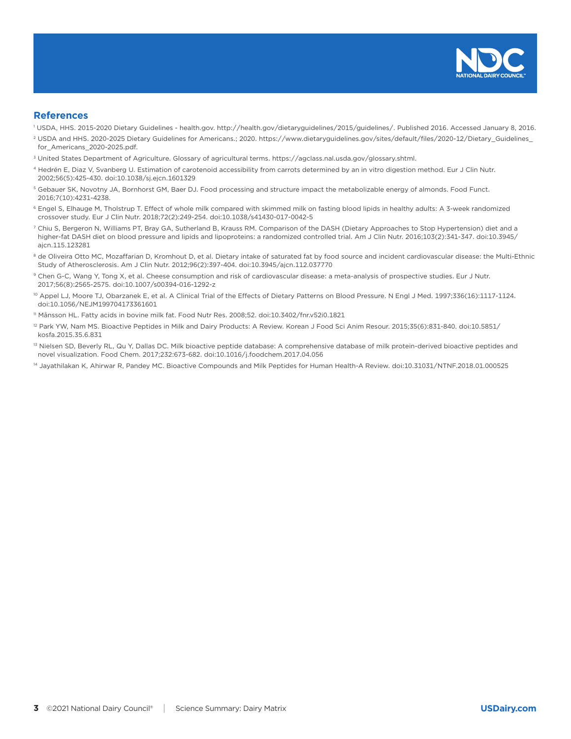## References

1. USDA, HHS. 2015-2020 Dietary Guidelines - health.gov. http://health.gov/dietaryguidelines/2015/guidelines/. Published 2016. Accessed January 8, 2016.
2. USDA and HHS. 2020-2025 Dietary Guidelines for Americans.; 2020. https://www.dietaryguidelines.gov/sites/default/files/2020-12/Dietary_Guidelines_for_Americans_2020-2025.pdf.
3. United States Department of Agriculture. Glossary of agricultural terms. https://agclass.nal.usda.gov/glossary.shtml.
4. Hedrén E, Diaz V, Svanberg U. Estimation of carotenoid accessibility from carrots determined by an in vitro digestion method. Eur J Clin Nutr. 2002;56(5):425-430. doi:10.1038/sj.ejcn.1601329
5. Gebauer SK, Novotny JA, Bornhorst GM, Baer DJ. Food processing and structure impact the metabolizable energy of almonds. Food Funct. 2016;7(10):4231-4238.
6. Engel S, Elhauge M, Tholstrup T. Effect of whole milk compared with skimmed milk on fasting blood lipids in healthy adults: A 3-week randomized crossover study. Eur J Clin Nutr. 2018;72(2):249-254. doi:10.1038/s41430-017-0042-5
7. Chiu S, Bergeron N, Williams PT, Bray GA, Sutherland B, Krauss RM. Comparison of the DASH (Dietary Approaches to Stop Hypertension) diet and a higher-fat DASH diet on blood pressure and lipids and lipoproteins: a randomized controlled trial. Am J Clin Nutr. 2016;103(2):341-347. doi:10.3945/ajcn.115.123281
8. de Oliveira Otto MC, Mozaffarian D, Kromhout D, et al. Dietary intake of saturated fat by food source and incident cardiovascular disease: the Multi-Ethnic Study of Atherosclerosis. Am J Clin Nutr. 2012;96(2):397-404. doi:10.3945/ajcn.112.037770
9. Chen G-C, Wang Y, Tong X, et al. Cheese consumption and risk of cardiovascular disease: a meta-analysis of prospective studies. Eur J Nutr. 2017;56(8):2565-2575. doi:10.1007/s00394-016-1292-z
10. Appel LJ, Moore TJ, Obarzanek E, et al. A Clinical Trial of the Effects of Dietary Patterns on Blood Pressure. N Engl J Med. 1997;336(16):1117-1124. doi:10.1056/NEJM199704173361601
11. Månsson HL. Fatty acids in bovine milk fat. Food Nutr Res. 2008;52. doi:10.3402/fnr.v52i0.1821
12. Park YW, Nam MS. Bioactive Peptides in Milk and Dairy Products: A Review. Korean J Food Sci Anim Resour. 2015;35(6):831-840. doi:10.5851/kosfa.2015.35.6.831
13. Nielsen SD, Beverly RL, Qu Y, Dallas DC. Milk bioactive peptide database: A comprehensive database of milk protein-derived bioactive peptides and novel visualization. Food Chem. 2017;232:673-682. doi:10.1016/j.foodchem.2017.04.056
14. Jayathilakan K, Ahirwar R, Pandey MC. Bioactive Compounds and Milk Peptides for Human Health-A Review. doi:10.31031/NTNF.2018.01.000525